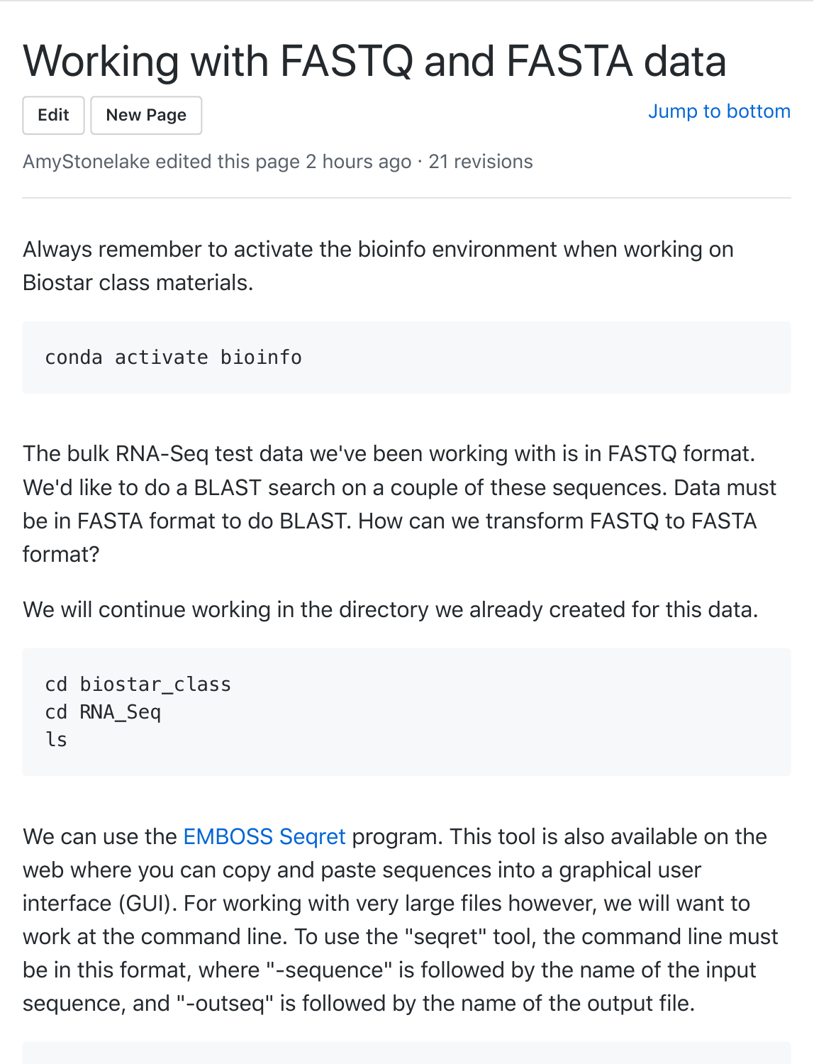# Working with FASTQ and FASTA data

Edit New Page Jump to bottom

AmyStonelake edited this page 2 hours ago · 21 revisions

Always remember to activate the bioinfo environment when working on Biostar class materials.

```
conda activate bioinfo
```

The bulk RNA-Seq test data we've been working with is in FASTQ format. We'd like to do a BLAST search on a couple of these sequences. Data must be in FASTA format to do BLAST. How can we transform FASTQ to FASTA format?

We will continue working in the directory we already created for this data.

```
cd biostar_class
cd RNA_Seq
ls
```

We can use the EMBOSS Seqret program. This tool is also available on the web where you can copy and paste sequences into a graphical user interface (GUI). For working with very large files however, we will want to work at the command line. To use the "seqret" tool, the command line must be in this format, where "-sequence" is followed by the name of the input sequence, and "-outseq" is followed by the name of the output file.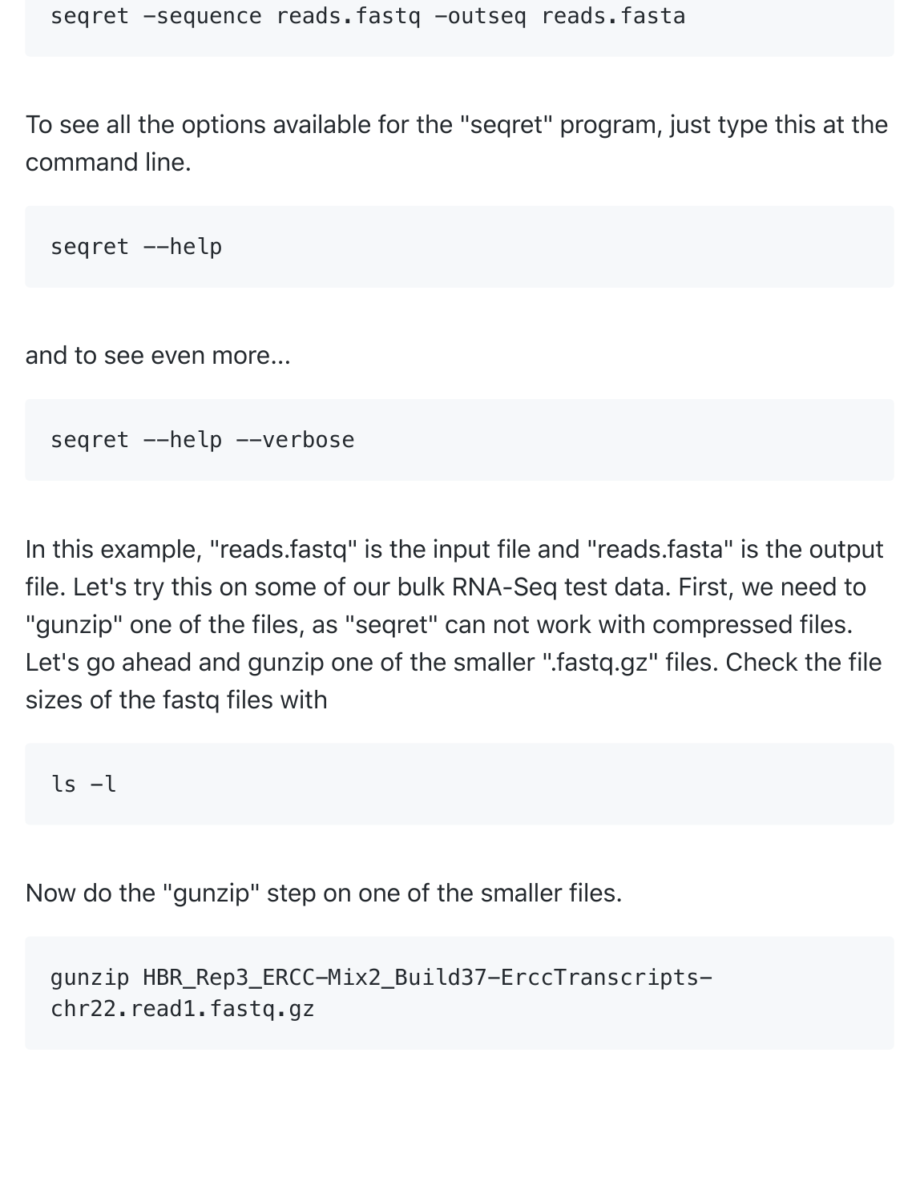```
seqret -sequence reads.fastq -outseq reads.fasta
```

To see all the options available for the "seqret" program, just type this at the command line.

```
seqret --help
```

and to see even more...

```
seqret --help --verbose
```

In this example, "reads.fastq" is the input file and "reads.fasta" is the output file. Let's try this on some of our bulk RNA-Seq test data. First, we need to "gunzip" one of the files, as "seqret" can not work with compressed files. Let's go ahead and gunzip one of the smaller ".fastq.gz" files. Check the file sizes of the fastq files with

```
ls -l
```

Now do the "gunzip" step on one of the smaller files.

```
gunzip HBR_Rep3_ERCC-Mix2_Build37-ErccTranscripts-chr22.read1.fastq.gz
```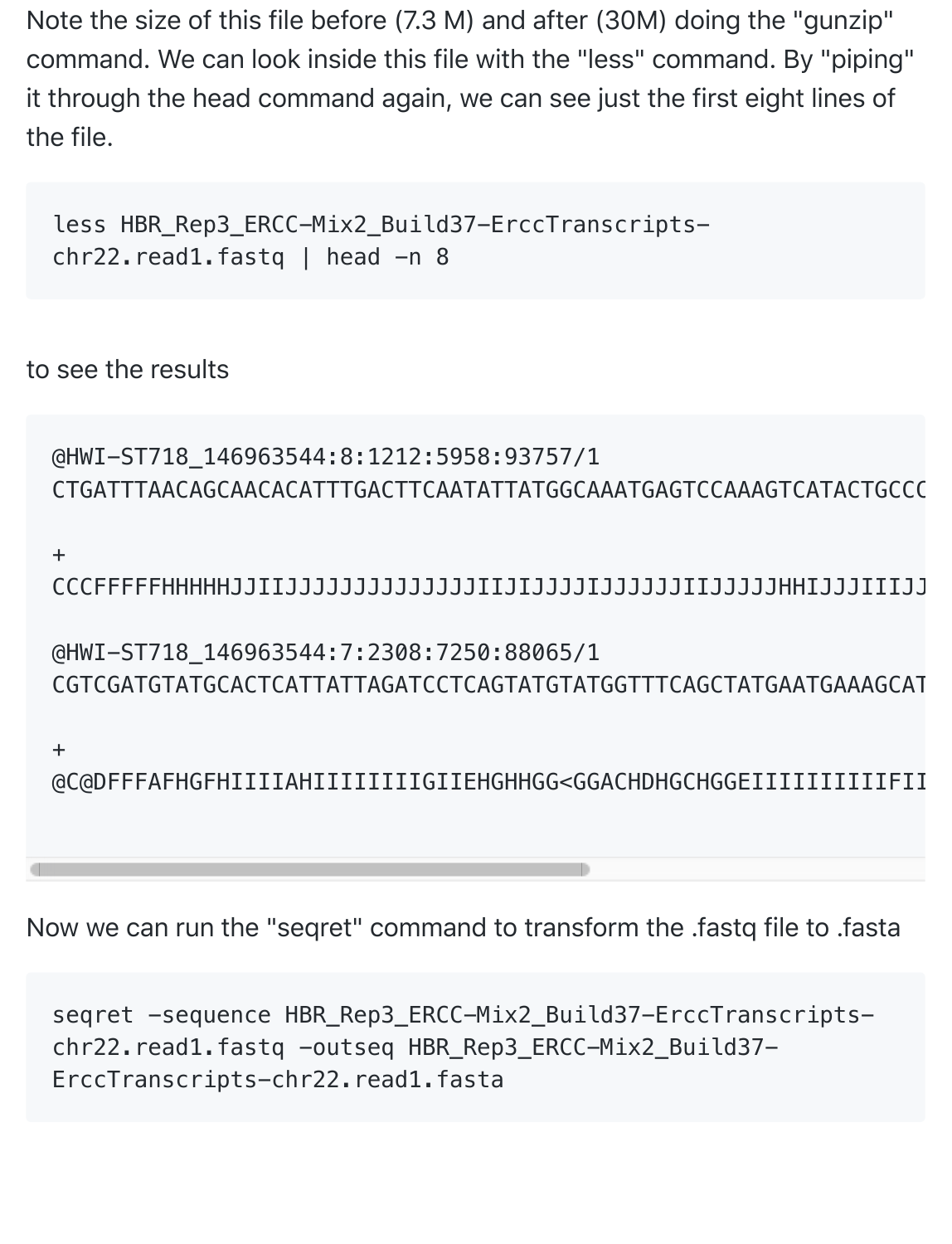Note the size of this file before (7.3 M) and after (30M) doing the "gunzip" command. We can look inside this file with the "less" command. By "piping" it through the head command again, we can see just the first eight lines of the file.

```
less HBR_Rep3_ERCC-Mix2_Build37-ErccTranscripts-chr22.read1.fastq | head -n 8
```

to see the results

```
@HWI-ST718_146963544:8:1212:5958:93757/1
CTGATTTAACAGCAACACATTTGACTTCAATATTATGGCAAATGAGTCCAAAGTCATACTGCCC
+
CCCFFFFFHHHHHJJIIJJJJJJJJJJJJJJIIJIJJJJIJJJJJJIIJJJJJHHIJJJIIIJJ
@HWI-ST718_146963544:7:2308:7250:88065/1
CGTCGATGTATGCACTCATTATTAGATCCTCAGTATGTATGGTTTCAGCTATGAATGAAAGCAT
+
@C@DFFFAFHGFHIIIIAHIIIIIIIIGIIEHGHHGG<GGACHDHGCHGGEIIIIIIIIIIFII
```

Now we can run the "seqret" command to transform the .fastq file to .fasta

```
seqret -sequence HBR_Rep3_ERCC-Mix2_Build37-ErccTranscripts-chr22.read1.fastq -outseq HBR_Rep3_ERCC-Mix2_Build37-ErccTranscripts-chr22.read1.fasta
```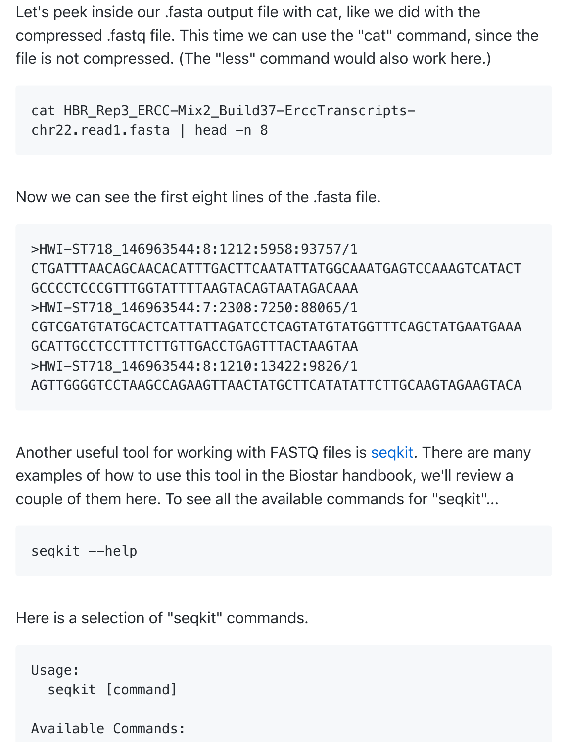Let's peek inside our .fasta output file with cat, like we did with the compressed .fastq file. This time we can use the "cat" command, since the file is not compressed. (The "less" command would also work here.)

```
cat HBR_Rep3_ERCC-Mix2_Build37-ErccTranscripts-
chr22.read1.fasta | head -n 8
```

Now we can see the first eight lines of the .fasta file.

```
>HWI-ST718_146963544:8:1212:5958:93757/1
CTGATTTAACAGCAACACATTTGACTTCAATATTATGGCAAATGAGTCCAAAGTCATACT
GCCCCTCCCGTTTGGTATTTTAAGTACAGTAATAGACAAA
>HWI-ST718_146963544:7:2308:7250:88065/1
CGTCGATGTATGCACTCATTATTAGATCCTCAGTATGTATGGTTTCAGCTATGAATGAAA
GCATTGCCTCCTTTCTTGTTGACCTGAGTTTACTAAGTAA
>HWI-ST718_146963544:8:1210:13422:9826/1
AGTTGGGGTCCTAAGCCAGAAGTTAACTATGCTTCATATATTCTTGCAAGTAGAAGTACA
```

Another useful tool for working with FASTQ files is seqkit. There are many examples of how to use this tool in the Biostar handbook, we'll review a couple of them here. To see all the available commands for "seqkit"...

```
seqkit --help
```

Here is a selection of "seqkit" commands.

```
Usage:
  seqkit [command]

Available Commands:
```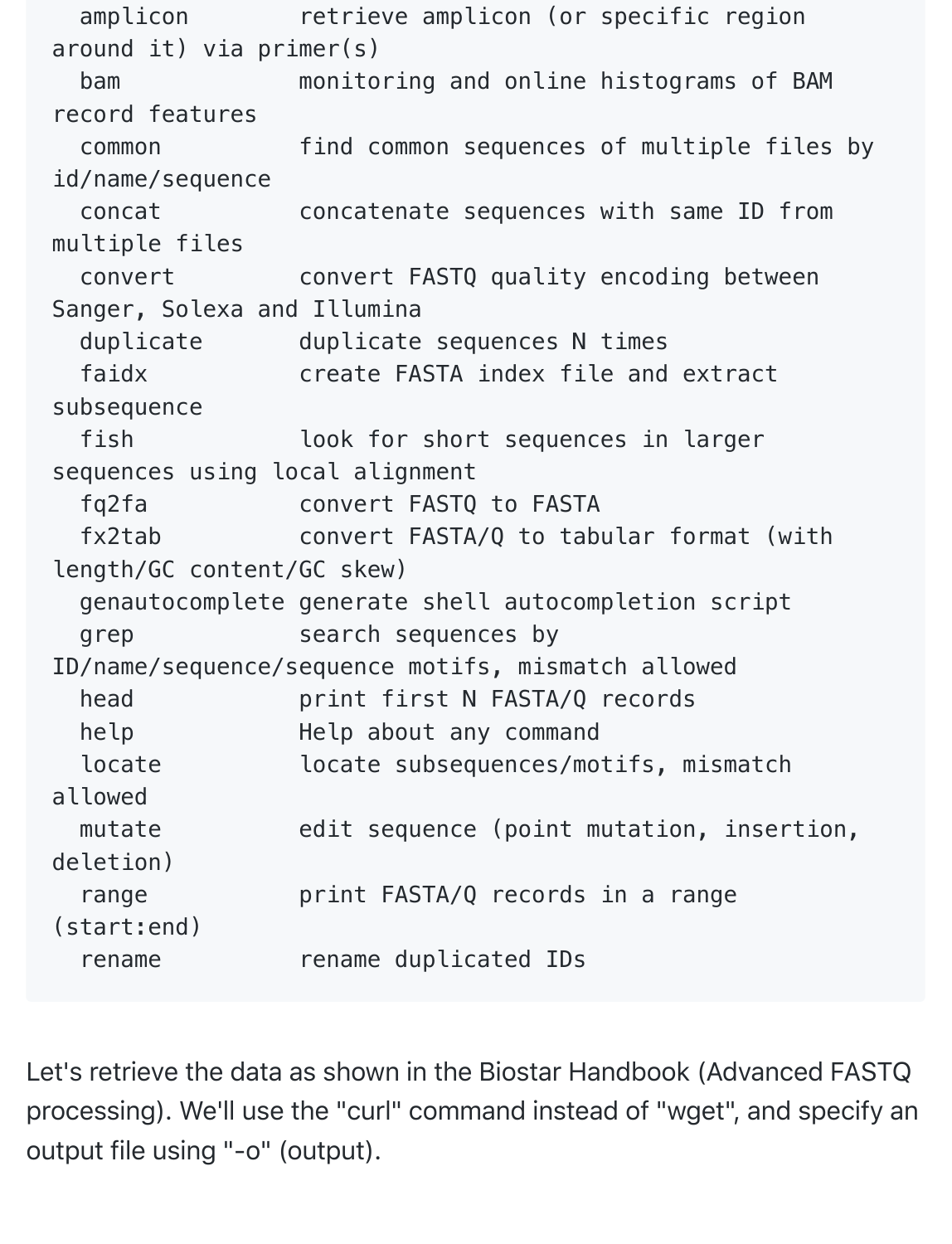```
  amplicon        retrieve amplicon (or specific region around it) via primer(s)
  bam             monitoring and online histograms of BAM record features
  common          find common sequences of multiple files by id/name/sequence
  concat          concatenate sequences with same ID from multiple files
  convert         convert FASTQ quality encoding between Sanger, Solexa and Illumina
  duplicate       duplicate sequences N times
  faidx           create FASTA index file and extract subsequence
  fish            look for short sequences in larger sequences using local alignment
  fq2fa           convert FASTQ to FASTA
  fx2tab          convert FASTA/Q to tabular format (with length/GC content/GC skew)
  genautocomplete generate shell autocompletion script
  grep            search sequences by ID/name/sequence/sequence motifs, mismatch allowed
  head            print first N FASTA/Q records
  help            Help about any command
  locate          locate subsequences/motifs, mismatch allowed
  mutate          edit sequence (point mutation, insertion, deletion)
  range           print FASTA/Q records in a range (start:end)
  rename          rename duplicated IDs
```

Let's retrieve the data as shown in the Biostar Handbook (Advanced FASTQ processing). We'll use the "curl" command instead of "wget", and specify an output file using "-o" (output).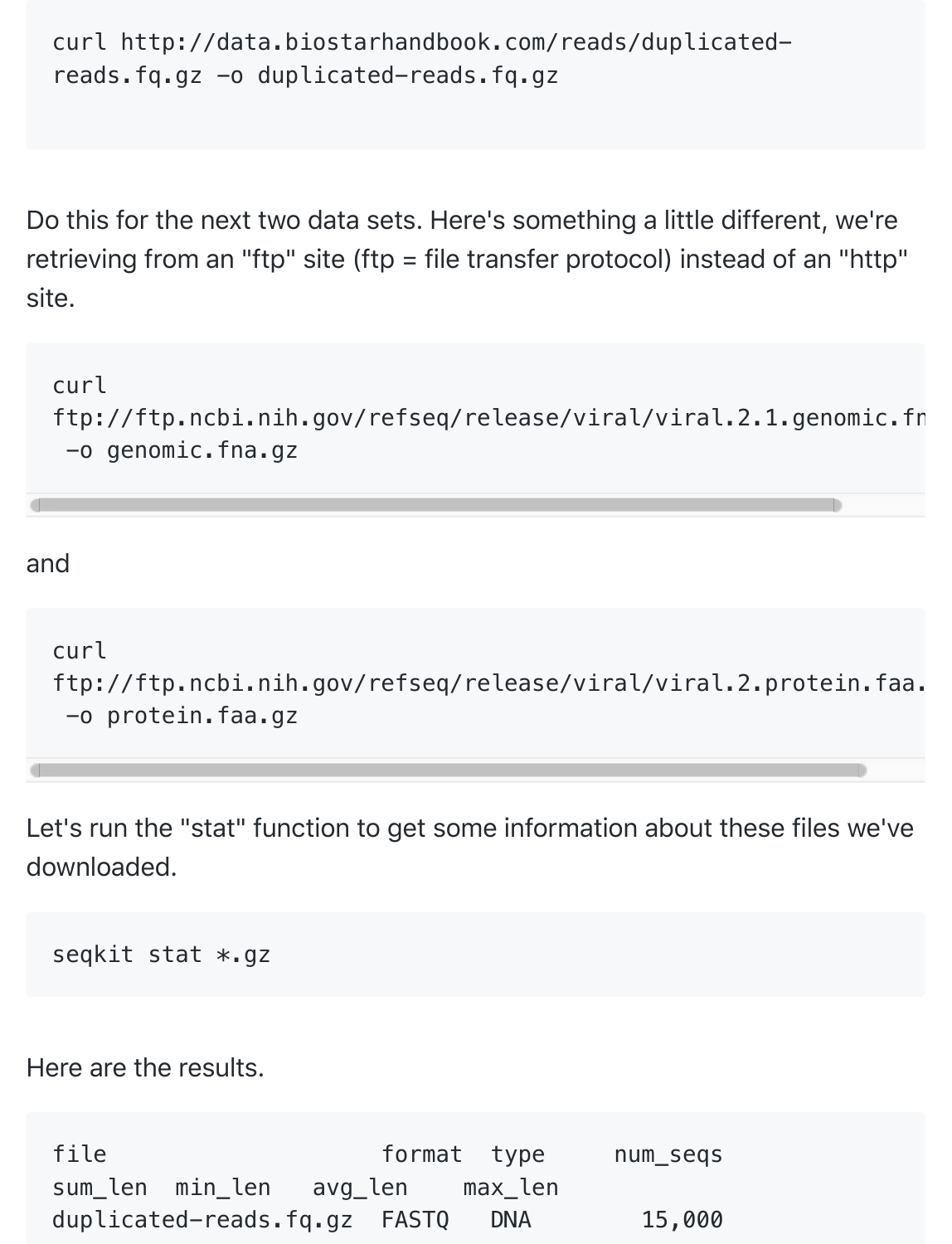```
curl http://data.biostarhandbook.com/reads/duplicated-reads.fq.gz -o duplicated-reads.fq.gz
```

Do this for the next two data sets. Here's something a little different, we're retrieving from an "ftp" site (ftp = file transfer protocol) instead of an "http" site.

```
curl ftp://ftp.ncbi.nih.gov/refseq/release/viral/viral.2.1.genomic.fn
 -o genomic.fna.gz
```

and

```
curl ftp://ftp.ncbi.nih.gov/refseq/release/viral/viral.2.protein.faa.
 -o protein.faa.gz
```

Let's run the "stat" function to get some information about these files we've downloaded.

```
seqkit stat *.gz
```

Here are the results.

```
file                    format  type     num_seqs
sum_len  min_len   avg_len    max_len
duplicated-reads.fq.gz  FASTQ   DNA        15,000
```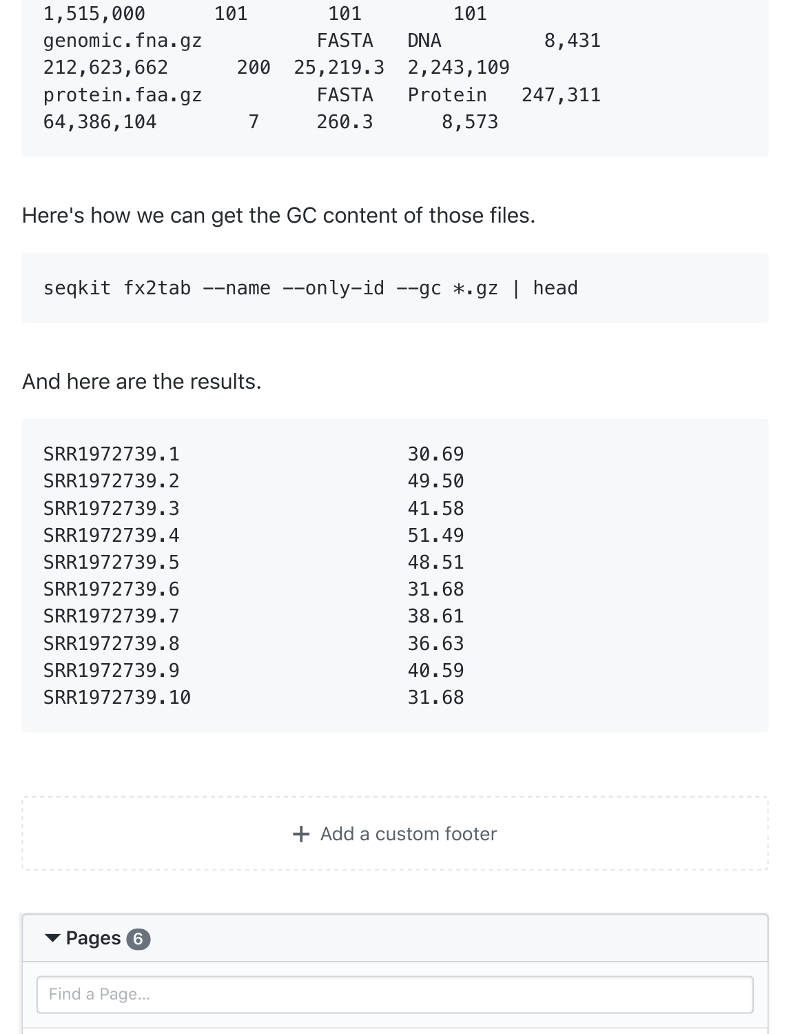```
1,515,000         101         101         101
genomic.fna.gz               FASTA   DNA          8,431
212,623,662       200  25,219.3  2,243,109
protein.faa.gz               FASTA   Protein   247,311
64,386,104          7     260.3      8,573
```

Here's how we can get the GC content of those files.

```
seqkit fx2tab --name --only-id --gc *.gz | head
```

And here are the results.

```
SRR1972739.1                    30.69
SRR1972739.2                    49.50
SRR1972739.3                    41.58
SRR1972739.4                    51.49
SRR1972739.5                    48.51
SRR1972739.6                    31.68
SRR1972739.7                    38.61
SRR1972739.8                    36.63
SRR1972739.9                    40.59
SRR1972739.10                   31.68
```

+ Add a custom footer

▾ Pages 6

Find a Page...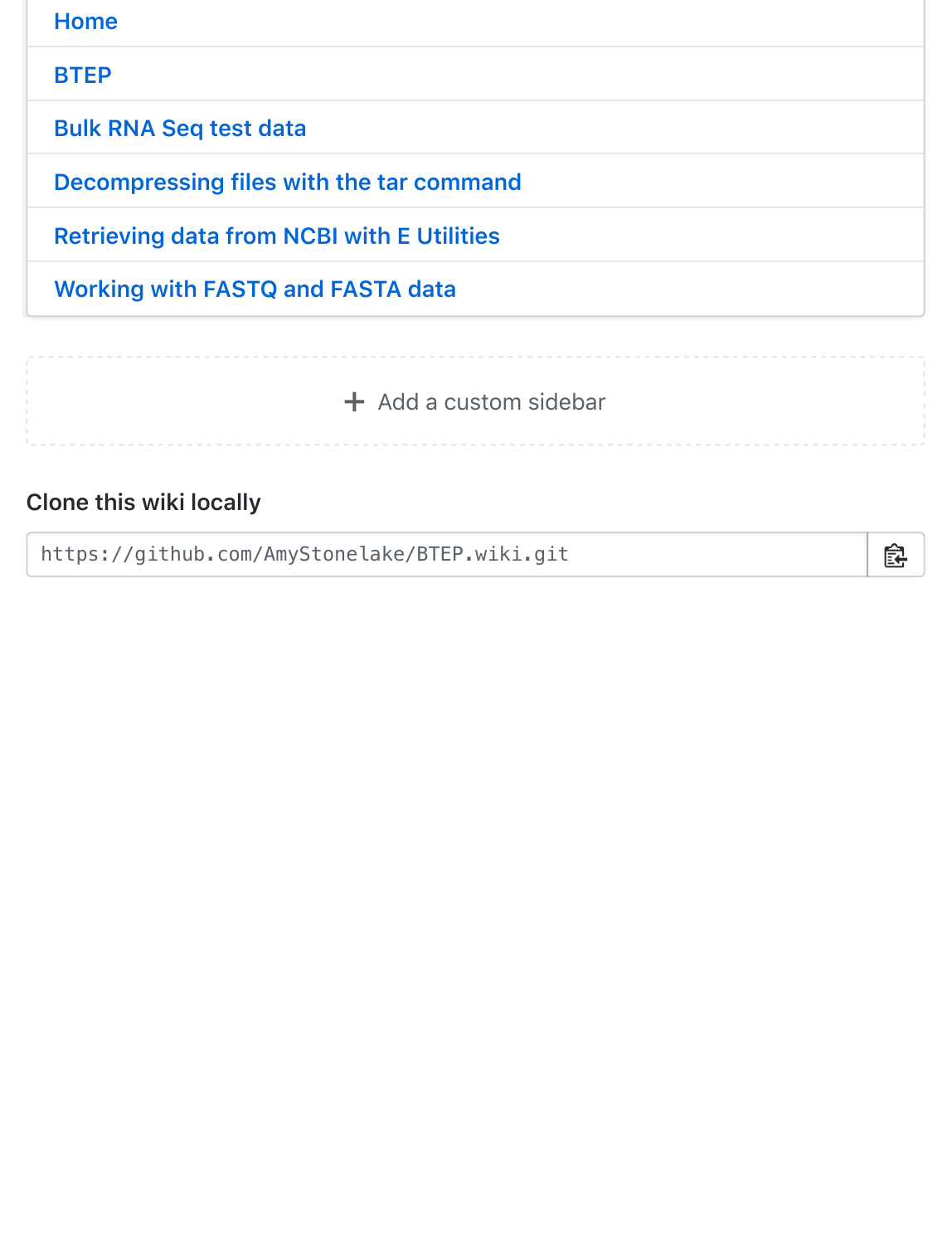- Home
- BTEP
- Bulk RNA Seq test data
- Decompressing files with the tar command
- Retrieving data from NCBI with E Utilities
- Working with FASTQ and FASTA data

+ Add a custom sidebar

**Clone this wiki locally**

```
https://github.com/AmyStonelake/BTEP.wiki.git
```